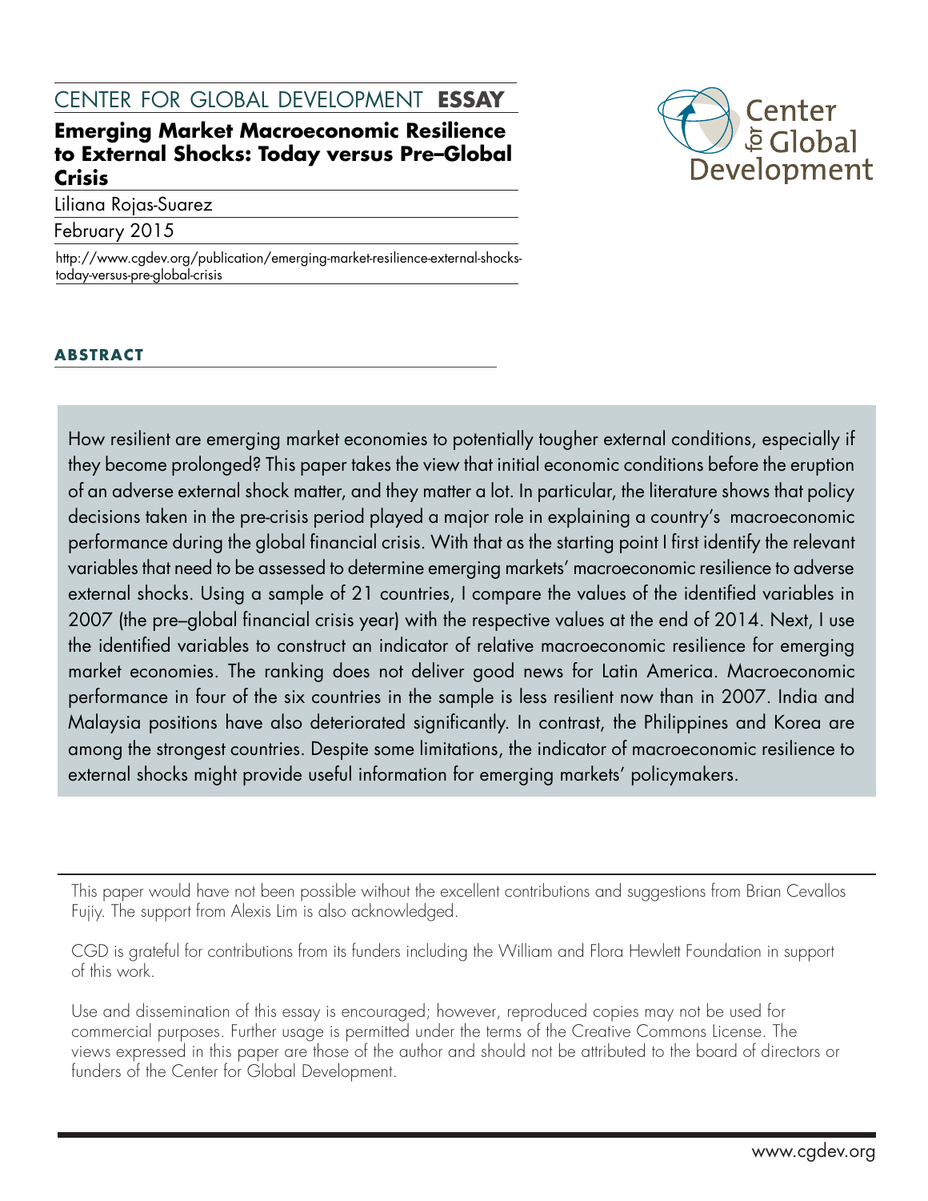CENTER FOR GLOBAL DEVELOPMENT **ESSAY**

# Emerging Market Macroeconomic Resilience to External Shocks: Today versus Pre–Global Crisis

Liliana Rojas-Suarez

February 2015

http://www.cgdev.org/publication/emerging-market-resilience-external-shocks-today-versus-pre-global-crisis

Center for Global Development

## ABSTRACT

How resilient are emerging market economies to potentially tougher external conditions, especially if they become prolonged? This paper takes the view that initial economic conditions before the eruption of an adverse external shock matter, and they matter a lot. In particular, the literature shows that policy decisions taken in the pre-crisis period played a major role in explaining a country's macroeconomic performance during the global financial crisis. With that as the starting point I first identify the relevant variables that need to be assessed to determine emerging markets' macroeconomic resilience to adverse external shocks. Using a sample of 21 countries, I compare the values of the identified variables in 2007 (the pre–global financial crisis year) with the respective values at the end of 2014. Next, I use the identified variables to construct an indicator of relative macroeconomic resilience for emerging market economies. The ranking does not deliver good news for Latin America. Macroeconomic performance in four of the six countries in the sample is less resilient now than in 2007. India and Malaysia positions have also deteriorated significantly. In contrast, the Philippines and Korea are among the strongest countries. Despite some limitations, the indicator of macroeconomic resilience to external shocks might provide useful information for emerging markets' policymakers.

This paper would have not been possible without the excellent contributions and suggestions from Brian Cevallos Fujiy. The support from Alexis Lim is also acknowledged.

CGD is grateful for contributions from its funders including the William and Flora Hewlett Foundation in support of this work.

Use and dissemination of this essay is encouraged; however, reproduced copies may not be used for commercial purposes. Further usage is permitted under the terms of the Creative Commons License. The views expressed in this paper are those of the author and should not be attributed to the board of directors or funders of the Center for Global Development.

www.cgdev.org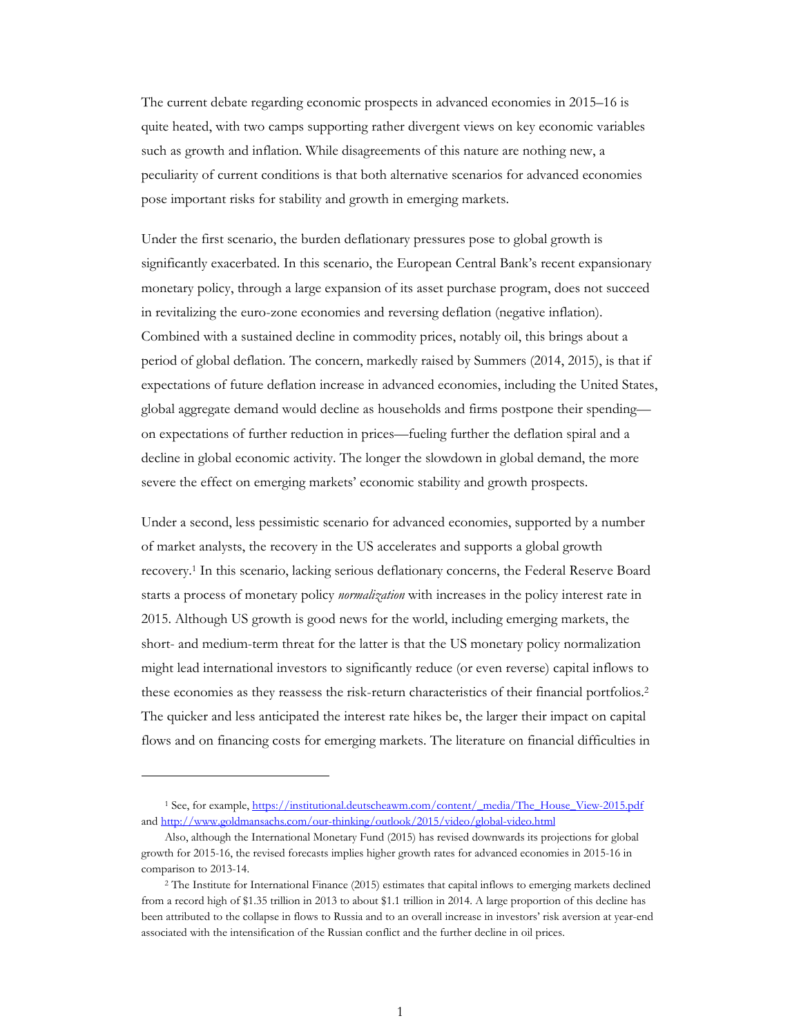The current debate regarding economic prospects in advanced economies in 2015–16 is quite heated, with two camps supporting rather divergent views on key economic variables such as growth and inflation. While disagreements of this nature are nothing new, a peculiarity of current conditions is that both alternative scenarios for advanced economies pose important risks for stability and growth in emerging markets.

Under the first scenario, the burden deflationary pressures pose to global growth is significantly exacerbated. In this scenario, the European Central Bank's recent expansionary monetary policy, through a large expansion of its asset purchase program, does not succeed in revitalizing the euro-zone economies and reversing deflation (negative inflation). Combined with a sustained decline in commodity prices, notably oil, this brings about a period of global deflation. The concern, markedly raised by Summers (2014, 2015), is that if expectations of future deflation increase in advanced economies, including the United States, global aggregate demand would decline as households and firms postpone their spending—on expectations of further reduction in prices—fueling further the deflation spiral and a decline in global economic activity. The longer the slowdown in global demand, the more severe the effect on emerging markets' economic stability and growth prospects.

Under a second, less pessimistic scenario for advanced economies, supported by a number of market analysts, the recovery in the US accelerates and supports a global growth recovery.[1] In this scenario, lacking serious deflationary concerns, the Federal Reserve Board starts a process of monetary policy *normalization* with increases in the policy interest rate in 2015. Although US growth is good news for the world, including emerging markets, the short- and medium-term threat for the latter is that the US monetary policy normalization might lead international investors to significantly reduce (or even reverse) capital inflows to these economies as they reassess the risk-return characteristics of their financial portfolios.[2] The quicker and less anticipated the interest rate hikes be, the larger their impact on capital flows and on financing costs for emerging markets. The literature on financial difficulties in

---

[1] See, for example, https://institutional.deutscheawm.com/content/_media/The_House_View-2015.pdf and http://www.goldmansachs.com/our-thinking/outlook/2015/video/global-video.html

Also, although the International Monetary Fund (2015) has revised downwards its projections for global growth for 2015-16, the revised forecasts implies higher growth rates for advanced economies in 2015-16 in comparison to 2013-14.

[2] The Institute for International Finance (2015) estimates that capital inflows to emerging markets declined from a record high of $1.35 trillion in 2013 to about $1.1 trillion in 2014. A large proportion of this decline has been attributed to the collapse in flows to Russia and to an overall increase in investors' risk aversion at year-end associated with the intensification of the Russian conflict and the further decline in oil prices.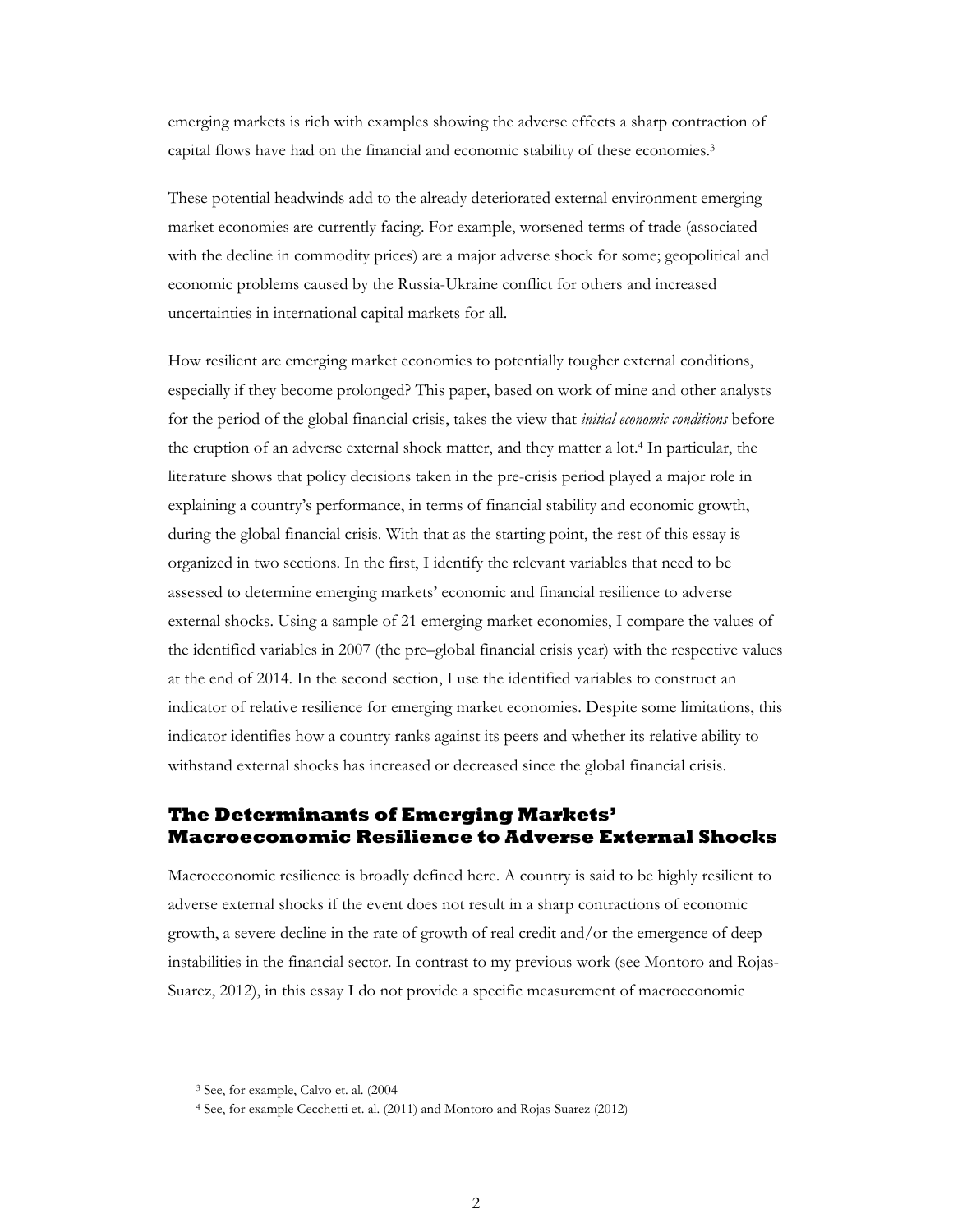emerging markets is rich with examples showing the adverse effects a sharp contraction of capital flows have had on the financial and economic stability of these economies.[3]

These potential headwinds add to the already deteriorated external environment emerging market economies are currently facing. For example, worsened terms of trade (associated with the decline in commodity prices) are a major adverse shock for some; geopolitical and economic problems caused by the Russia-Ukraine conflict for others and increased uncertainties in international capital markets for all.

How resilient are emerging market economies to potentially tougher external conditions, especially if they become prolonged? This paper, based on work of mine and other analysts for the period of the global financial crisis, takes the view that *initial economic conditions* before the eruption of an adverse external shock matter, and they matter a lot.[4] In particular, the literature shows that policy decisions taken in the pre-crisis period played a major role in explaining a country's performance, in terms of financial stability and economic growth, during the global financial crisis. With that as the starting point, the rest of this essay is organized in two sections. In the first, I identify the relevant variables that need to be assessed to determine emerging markets' economic and financial resilience to adverse external shocks. Using a sample of 21 emerging market economies, I compare the values of the identified variables in 2007 (the pre–global financial crisis year) with the respective values at the end of 2014. In the second section, I use the identified variables to construct an indicator of relative resilience for emerging market economies. Despite some limitations, this indicator identifies how a country ranks against its peers and whether its relative ability to withstand external shocks has increased or decreased since the global financial crisis.

## The Determinants of Emerging Markets' Macroeconomic Resilience to Adverse External Shocks

Macroeconomic resilience is broadly defined here. A country is said to be highly resilient to adverse external shocks if the event does not result in a sharp contractions of economic growth, a severe decline in the rate of growth of real credit and/or the emergence of deep instabilities in the financial sector. In contrast to my previous work (see Montoro and Rojas-Suarez, 2012), in this essay I do not provide a specific measurement of macroeconomic

---

[3] See, for example, Calvo et. al. (2004

[4] See, for example Cecchetti et. al. (2011) and Montoro and Rojas-Suarez (2012)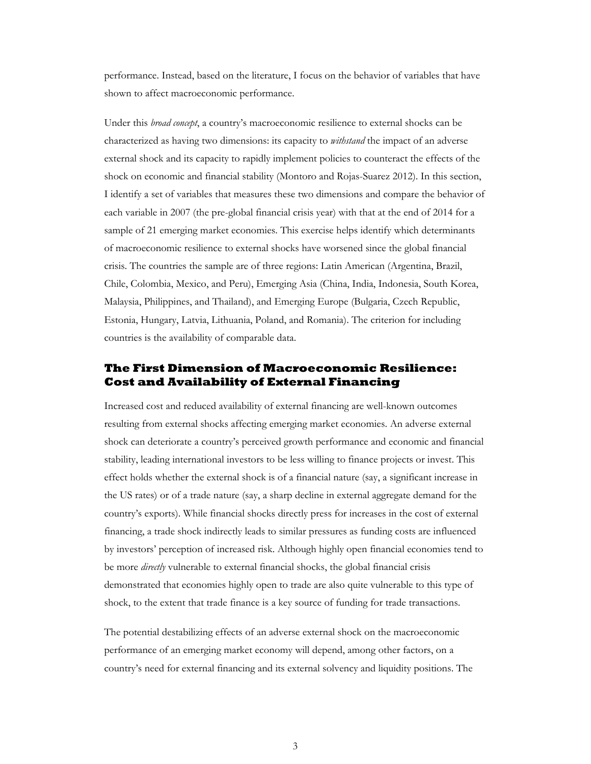performance. Instead, based on the literature, I focus on the behavior of variables that have shown to affect macroeconomic performance.

Under this *broad concept*, a country's macroeconomic resilience to external shocks can be characterized as having two dimensions: its capacity to *withstand* the impact of an adverse external shock and its capacity to rapidly implement policies to counteract the effects of the shock on economic and financial stability (Montoro and Rojas-Suarez 2012). In this section, I identify a set of variables that measures these two dimensions and compare the behavior of each variable in 2007 (the pre-global financial crisis year) with that at the end of 2014 for a sample of 21 emerging market economies. This exercise helps identify which determinants of macroeconomic resilience to external shocks have worsened since the global financial crisis. The countries the sample are of three regions: Latin American (Argentina, Brazil, Chile, Colombia, Mexico, and Peru), Emerging Asia (China, India, Indonesia, South Korea, Malaysia, Philippines, and Thailand), and Emerging Europe (Bulgaria, Czech Republic, Estonia, Hungary, Latvia, Lithuania, Poland, and Romania). The criterion for including countries is the availability of comparable data.

## The First Dimension of Macroeconomic Resilience: Cost and Availability of External Financing

Increased cost and reduced availability of external financing are well-known outcomes resulting from external shocks affecting emerging market economies. An adverse external shock can deteriorate a country's perceived growth performance and economic and financial stability, leading international investors to be less willing to finance projects or invest. This effect holds whether the external shock is of a financial nature (say, a significant increase in the US rates) or of a trade nature (say, a sharp decline in external aggregate demand for the country's exports). While financial shocks directly press for increases in the cost of external financing, a trade shock indirectly leads to similar pressures as funding costs are influenced by investors' perception of increased risk. Although highly open financial economies tend to be more *directly* vulnerable to external financial shocks, the global financial crisis demonstrated that economies highly open to trade are also quite vulnerable to this type of shock, to the extent that trade finance is a key source of funding for trade transactions.

The potential destabilizing effects of an adverse external shock on the macroeconomic performance of an emerging market economy will depend, among other factors, on a country's need for external financing and its external solvency and liquidity positions. The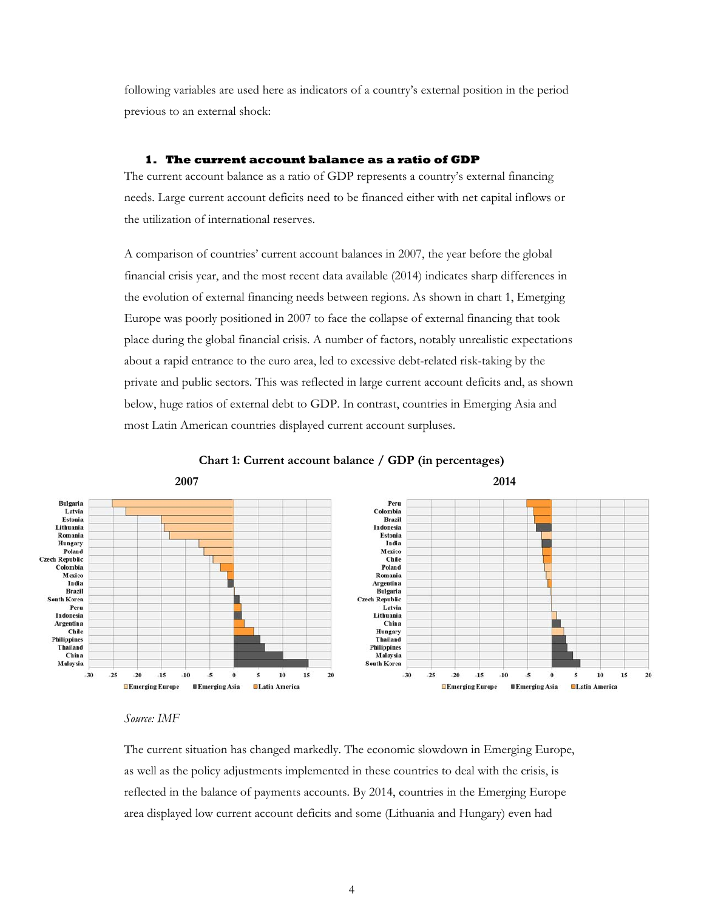following variables are used here as indicators of a country's external position in the period previous to an external shock:

### 1. The current account balance as a ratio of GDP

The current account balance as a ratio of GDP represents a country's external financing needs. Large current account deficits need to be financed either with net capital inflows or the utilization of international reserves.

A comparison of countries' current account balances in 2007, the year before the global financial crisis year, and the most recent data available (2014) indicates sharp differences in the evolution of external financing needs between regions. As shown in chart 1, Emerging Europe was poorly positioned in 2007 to face the collapse of external financing that took place during the global financial crisis. A number of factors, notably unrealistic expectations about a rapid entrance to the euro area, led to excessive debt-related risk-taking by the private and public sectors. This was reflected in large current account deficits and, as shown below, huge ratios of external debt to GDP. In contrast, countries in Emerging Asia and most Latin American countries displayed current account surpluses.

**Chart 1: Current account balance / GDP (in percentages)**

*Source: IMF*

The current situation has changed markedly. The economic slowdown in Emerging Europe, as well as the policy adjustments implemented in these countries to deal with the crisis, is reflected in the balance of payments accounts. By 2014, countries in the Emerging Europe area displayed low current account deficits and some (Lithuania and Hungary) even had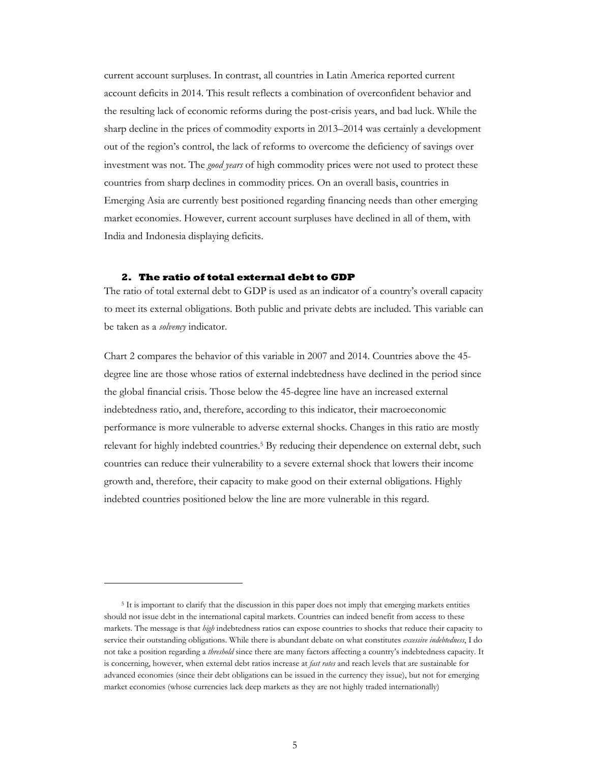current account surpluses. In contrast, all countries in Latin America reported current account deficits in 2014. This result reflects a combination of overconfident behavior and the resulting lack of economic reforms during the post-crisis years, and bad luck. While the sharp decline in the prices of commodity exports in 2013–2014 was certainly a development out of the region's control, the lack of reforms to overcome the deficiency of savings over investment was not. The *good years* of high commodity prices were not used to protect these countries from sharp declines in commodity prices. On an overall basis, countries in Emerging Asia are currently best positioned regarding financing needs than other emerging market economies. However, current account surpluses have declined in all of them, with India and Indonesia displaying deficits.

### 2. The ratio of total external debt to GDP

The ratio of total external debt to GDP is used as an indicator of a country's overall capacity to meet its external obligations. Both public and private debts are included. This variable can be taken as a *solvency* indicator.

Chart 2 compares the behavior of this variable in 2007 and 2014. Countries above the 45-degree line are those whose ratios of external indebtedness have declined in the period since the global financial crisis. Those below the 45-degree line have an increased external indebtedness ratio, and, therefore, according to this indicator, their macroeconomic performance is more vulnerable to adverse external shocks. Changes in this ratio are mostly relevant for highly indebted countries.[5] By reducing their dependence on external debt, such countries can reduce their vulnerability to a severe external shock that lowers their income growth and, therefore, their capacity to make good on their external obligations. Highly indebted countries positioned below the line are more vulnerable in this regard.

---

[5] It is important to clarify that the discussion in this paper does not imply that emerging markets entities should not issue debt in the international capital markets. Countries can indeed benefit from access to these markets. The message is that *high* indebtedness ratios can expose countries to shocks that reduce their capacity to service their outstanding obligations. While there is abundant debate on what constitutes *excessive indebtedness*, I do not take a position regarding a *threshold* since there are many factors affecting a country's indebtedness capacity. It is concerning, however, when external debt ratios increase at *fast rates* and reach levels that are sustainable for advanced economies (since their debt obligations can be issued in the currency they issue), but not for emerging market economies (whose currencies lack deep markets as they are not highly traded internationally)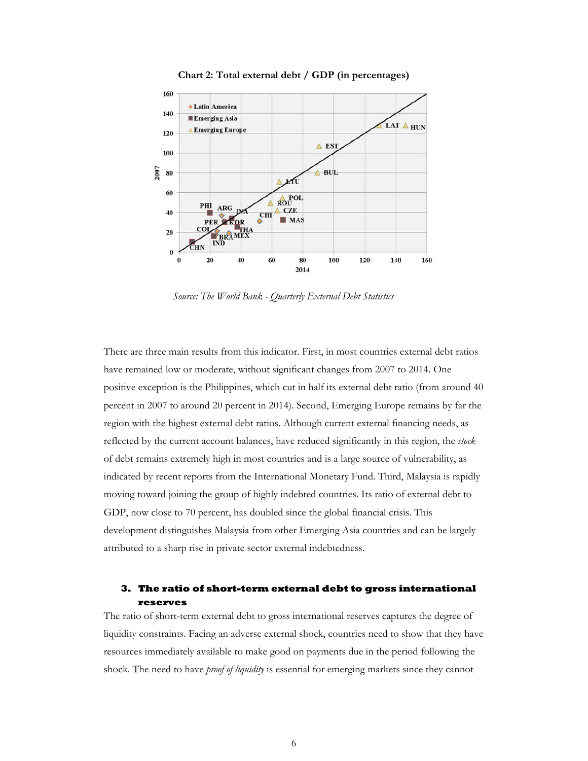**Chart 2: Total external debt / GDP (in percentages)**

*Source: The World Bank - Quarterly External Debt Statistics*

There are three main results from this indicator. First, in most countries external debt ratios have remained low or moderate, without significant changes from 2007 to 2014. One positive exception is the Philippines, which cut in half its external debt ratio (from around 40 percent in 2007 to around 20 percent in 2014). Second, Emerging Europe remains by far the region with the highest external debt ratios. Although current external financing needs, as reflected by the current account balances, have reduced significantly in this region, the *stock* of debt remains extremely high in most countries and is a large source of vulnerability, as indicated by recent reports from the International Monetary Fund. Third, Malaysia is rapidly moving toward joining the group of highly indebted countries. Its ratio of external debt to GDP, now close to 70 percent, has doubled since the global financial crisis. This development distinguishes Malaysia from other Emerging Asia countries and can be largely attributed to a sharp rise in private sector external indebtedness.

### 3. The ratio of short-term external debt to gross international reserves

The ratio of short-term external debt to gross international reserves captures the degree of liquidity constraints. Facing an adverse external shock, countries need to show that they have resources immediately available to make good on payments due in the period following the shock. The need to have *proof of liquidity* is essential for emerging markets since they cannot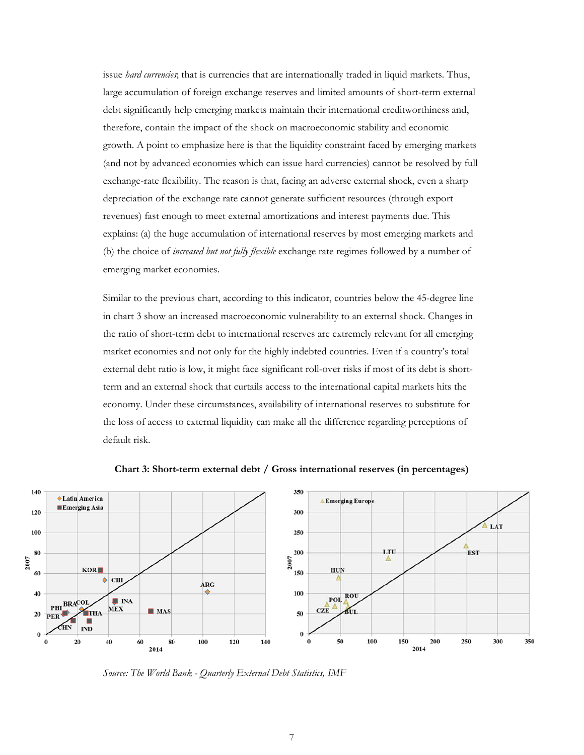issue *hard currencies*; that is currencies that are internationally traded in liquid markets. Thus, large accumulation of foreign exchange reserves and limited amounts of short-term external debt significantly help emerging markets maintain their international creditworthiness and, therefore, contain the impact of the shock on macroeconomic stability and economic growth. A point to emphasize here is that the liquidity constraint faced by emerging markets (and not by advanced economies which can issue hard currencies) cannot be resolved by full exchange-rate flexibility. The reason is that, facing an adverse external shock, even a sharp depreciation of the exchange rate cannot generate sufficient resources (through export revenues) fast enough to meet external amortizations and interest payments due. This explains: (a) the huge accumulation of international reserves by most emerging markets and (b) the choice of *increased but not fully flexible* exchange rate regimes followed by a number of emerging market economies.

Similar to the previous chart, according to this indicator, countries below the 45-degree line in chart 3 show an increased macroeconomic vulnerability to an external shock. Changes in the ratio of short-term debt to international reserves are extremely relevant for all emerging market economies and not only for the highly indebted countries. Even if a country's total external debt ratio is low, it might face significant roll-over risks if most of its debt is short-term and an external shock that curtails access to the international capital markets hits the economy. Under these circumstances, availability of international reserves to substitute for the loss of access to external liquidity can make all the difference regarding perceptions of default risk.

**Chart 3: Short-term external debt / Gross international reserves (in percentages)**

*Source: The World Bank - Quarterly External Debt Statistics, IMF*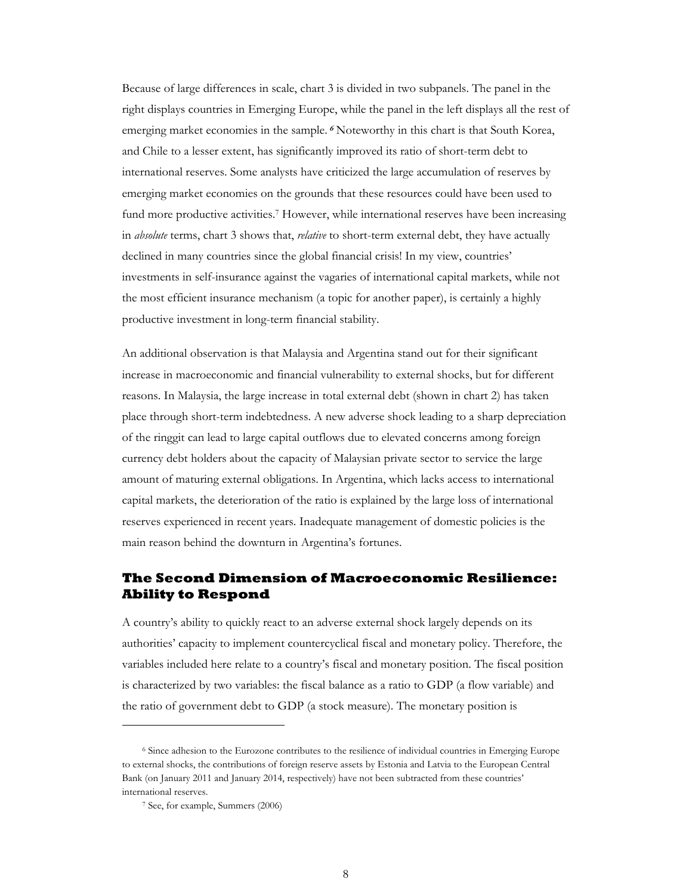Because of large differences in scale, chart 3 is divided in two subpanels. The panel in the right displays countries in Emerging Europe, while the panel in the left displays all the rest of emerging market economies in the sample. [6] Noteworthy in this chart is that South Korea, and Chile to a lesser extent, has significantly improved its ratio of short-term debt to international reserves. Some analysts have criticized the large accumulation of reserves by emerging market economies on the grounds that these resources could have been used to fund more productive activities.[7] However, while international reserves have been increasing in *absolute* terms, chart 3 shows that, *relative* to short-term external debt, they have actually declined in many countries since the global financial crisis! In my view, countries' investments in self-insurance against the vagaries of international capital markets, while not the most efficient insurance mechanism (a topic for another paper), is certainly a highly productive investment in long-term financial stability.

An additional observation is that Malaysia and Argentina stand out for their significant increase in macroeconomic and financial vulnerability to external shocks, but for different reasons. In Malaysia, the large increase in total external debt (shown in chart 2) has taken place through short-term indebtedness. A new adverse shock leading to a sharp depreciation of the ringgit can lead to large capital outflows due to elevated concerns among foreign currency debt holders about the capacity of Malaysian private sector to service the large amount of maturing external obligations. In Argentina, which lacks access to international capital markets, the deterioration of the ratio is explained by the large loss of international reserves experienced in recent years. Inadequate management of domestic policies is the main reason behind the downturn in Argentina's fortunes.

## The Second Dimension of Macroeconomic Resilience: Ability to Respond

A country's ability to quickly react to an adverse external shock largely depends on its authorities' capacity to implement countercyclical fiscal and monetary policy. Therefore, the variables included here relate to a country's fiscal and monetary position. The fiscal position is characterized by two variables: the fiscal balance as a ratio to GDP (a flow variable) and the ratio of government debt to GDP (a stock measure). The monetary position is

---

[6] Since adhesion to the Eurozone contributes to the resilience of individual countries in Emerging Europe to external shocks, the contributions of foreign reserve assets by Estonia and Latvia to the European Central Bank (on January 2011 and January 2014, respectively) have not been subtracted from these countries' international reserves.

[7] See, for example, Summers (2006)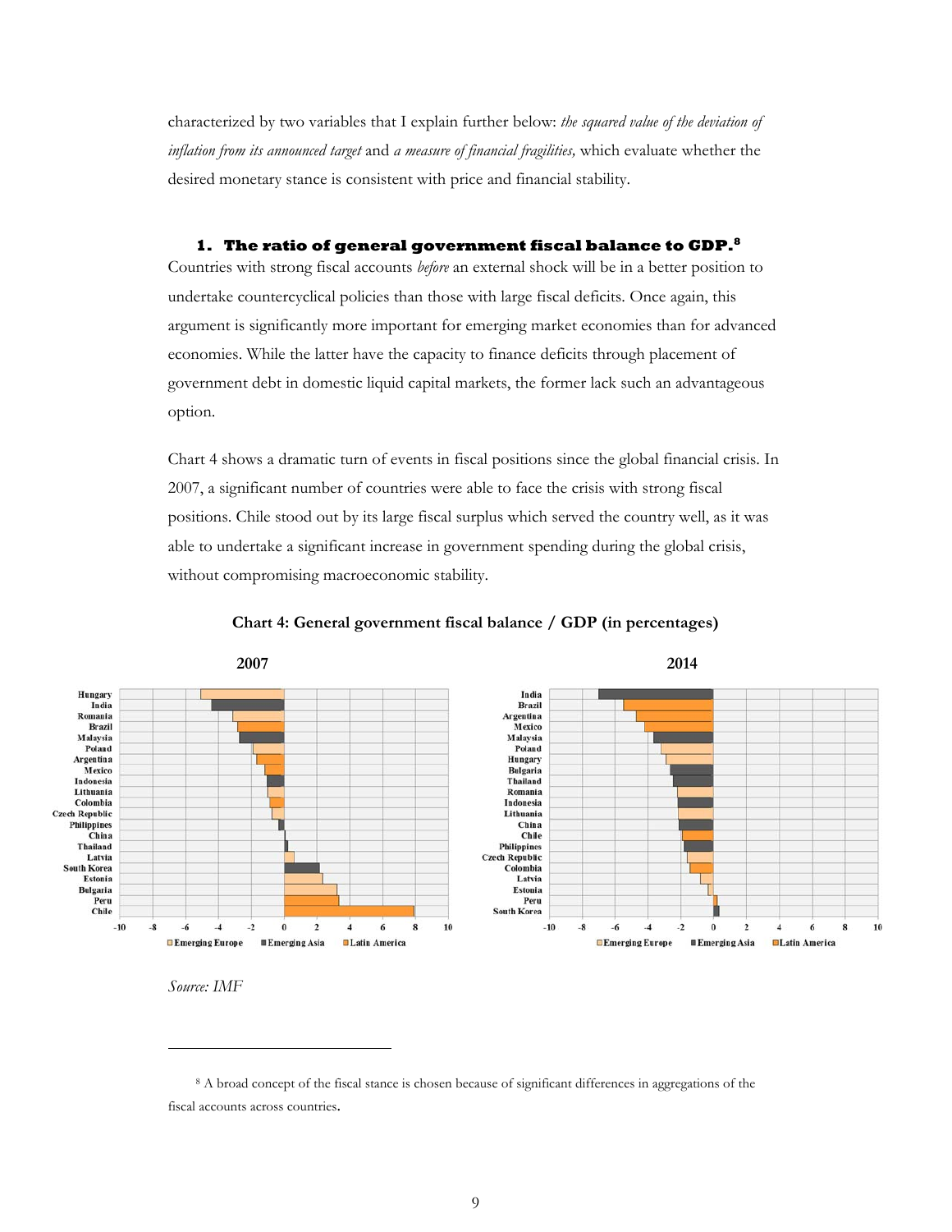characterized by two variables that I explain further below: *the squared value of the deviation of inflation from its announced target* and *a measure of financial fragilities,* which evaluate whether the desired monetary stance is consistent with price and financial stability.

### 1. The ratio of general government fiscal balance to GDP.[8]

Countries with strong fiscal accounts *before* an external shock will be in a better position to undertake countercyclical policies than those with large fiscal deficits. Once again, this argument is significantly more important for emerging market economies than for advanced economies. While the latter have the capacity to finance deficits through placement of government debt in domestic liquid capital markets, the former lack such an advantageous option.

Chart 4 shows a dramatic turn of events in fiscal positions since the global financial crisis. In 2007, a significant number of countries were able to face the crisis with strong fiscal positions. Chile stood out by its large fiscal surplus which served the country well, as it was able to undertake a significant increase in government spending during the global crisis, without compromising macroeconomic stability.

**Chart 4: General government fiscal balance / GDP (in percentages)**

*Source: IMF*

[8] A broad concept of the fiscal stance is chosen because of significant differences in aggregations of the fiscal accounts across countries.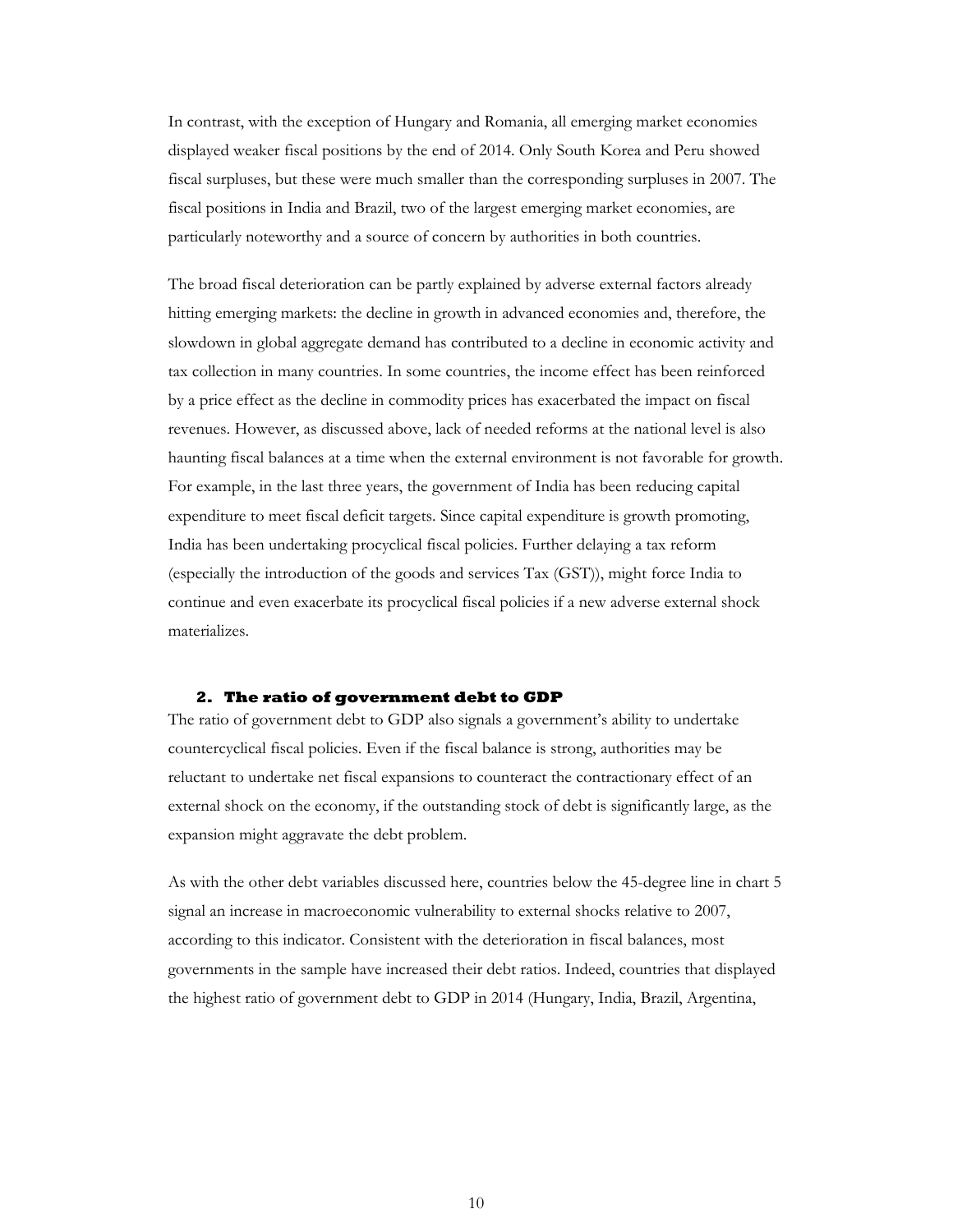In contrast, with the exception of Hungary and Romania, all emerging market economies displayed weaker fiscal positions by the end of 2014. Only South Korea and Peru showed fiscal surpluses, but these were much smaller than the corresponding surpluses in 2007. The fiscal positions in India and Brazil, two of the largest emerging market economies, are particularly noteworthy and a source of concern by authorities in both countries.

The broad fiscal deterioration can be partly explained by adverse external factors already hitting emerging markets: the decline in growth in advanced economies and, therefore, the slowdown in global aggregate demand has contributed to a decline in economic activity and tax collection in many countries. In some countries, the income effect has been reinforced by a price effect as the decline in commodity prices has exacerbated the impact on fiscal revenues. However, as discussed above, lack of needed reforms at the national level is also haunting fiscal balances at a time when the external environment is not favorable for growth. For example, in the last three years, the government of India has been reducing capital expenditure to meet fiscal deficit targets. Since capital expenditure is growth promoting, India has been undertaking procyclical fiscal policies. Further delaying a tax reform (especially the introduction of the goods and services Tax (GST)), might force India to continue and even exacerbate its procyclical fiscal policies if a new adverse external shock materializes.

### 2. The ratio of government debt to GDP

The ratio of government debt to GDP also signals a government's ability to undertake countercyclical fiscal policies. Even if the fiscal balance is strong, authorities may be reluctant to undertake net fiscal expansions to counteract the contractionary effect of an external shock on the economy, if the outstanding stock of debt is significantly large, as the expansion might aggravate the debt problem.

As with the other debt variables discussed here, countries below the 45-degree line in chart 5 signal an increase in macroeconomic vulnerability to external shocks relative to 2007, according to this indicator. Consistent with the deterioration in fiscal balances, most governments in the sample have increased their debt ratios. Indeed, countries that displayed the highest ratio of government debt to GDP in 2014 (Hungary, India, Brazil, Argentina,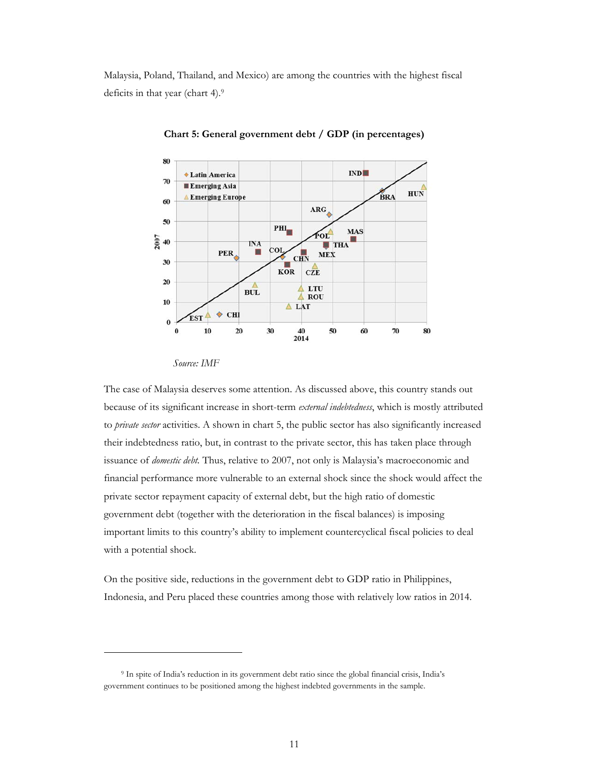Malaysia, Poland, Thailand, and Mexico) are among the countries with the highest fiscal deficits in that year (chart 4).[9]

**Chart 5: General government debt / GDP (in percentages)**

*Source: IMF*

The case of Malaysia deserves some attention. As discussed above, this country stands out because of its significant increase in short-term *external indebtedness*, which is mostly attributed to *private sector* activities. A shown in chart 5, the public sector has also significantly increased their indebtedness ratio, but, in contrast to the private sector, this has taken place through issuance of *domestic debt.* Thus, relative to 2007, not only is Malaysia's macroeconomic and financial performance more vulnerable to an external shock since the shock would affect the private sector repayment capacity of external debt, but the high ratio of domestic government debt (together with the deterioration in the fiscal balances) is imposing important limits to this country's ability to implement countercyclical fiscal policies to deal with a potential shock.

On the positive side, reductions in the government debt to GDP ratio in Philippines, Indonesia, and Peru placed these countries among those with relatively low ratios in 2014.

---

[9] In spite of India's reduction in its government debt ratio since the global financial crisis, India's government continues to be positioned among the highest indebted governments in the sample.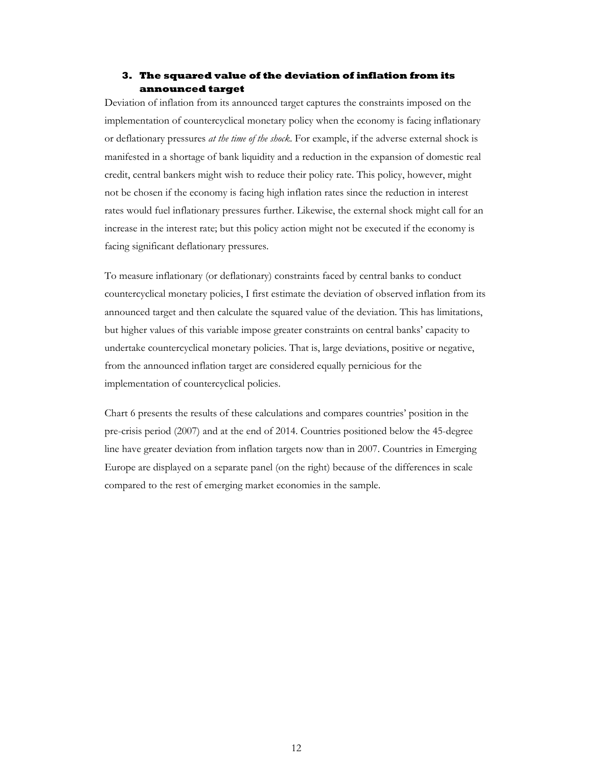### 3. The squared value of the deviation of inflation from its announced target

Deviation of inflation from its announced target captures the constraints imposed on the implementation of countercyclical monetary policy when the economy is facing inflationary or deflationary pressures *at the time of the shock*. For example, if the adverse external shock is manifested in a shortage of bank liquidity and a reduction in the expansion of domestic real credit, central bankers might wish to reduce their policy rate. This policy, however, might not be chosen if the economy is facing high inflation rates since the reduction in interest rates would fuel inflationary pressures further. Likewise, the external shock might call for an increase in the interest rate; but this policy action might not be executed if the economy is facing significant deflationary pressures.

To measure inflationary (or deflationary) constraints faced by central banks to conduct countercyclical monetary policies, I first estimate the deviation of observed inflation from its announced target and then calculate the squared value of the deviation. This has limitations, but higher values of this variable impose greater constraints on central banks' capacity to undertake countercyclical monetary policies. That is, large deviations, positive or negative, from the announced inflation target are considered equally pernicious for the implementation of countercyclical policies.

Chart 6 presents the results of these calculations and compares countries' position in the pre-crisis period (2007) and at the end of 2014. Countries positioned below the 45-degree line have greater deviation from inflation targets now than in 2007. Countries in Emerging Europe are displayed on a separate panel (on the right) because of the differences in scale compared to the rest of emerging market economies in the sample.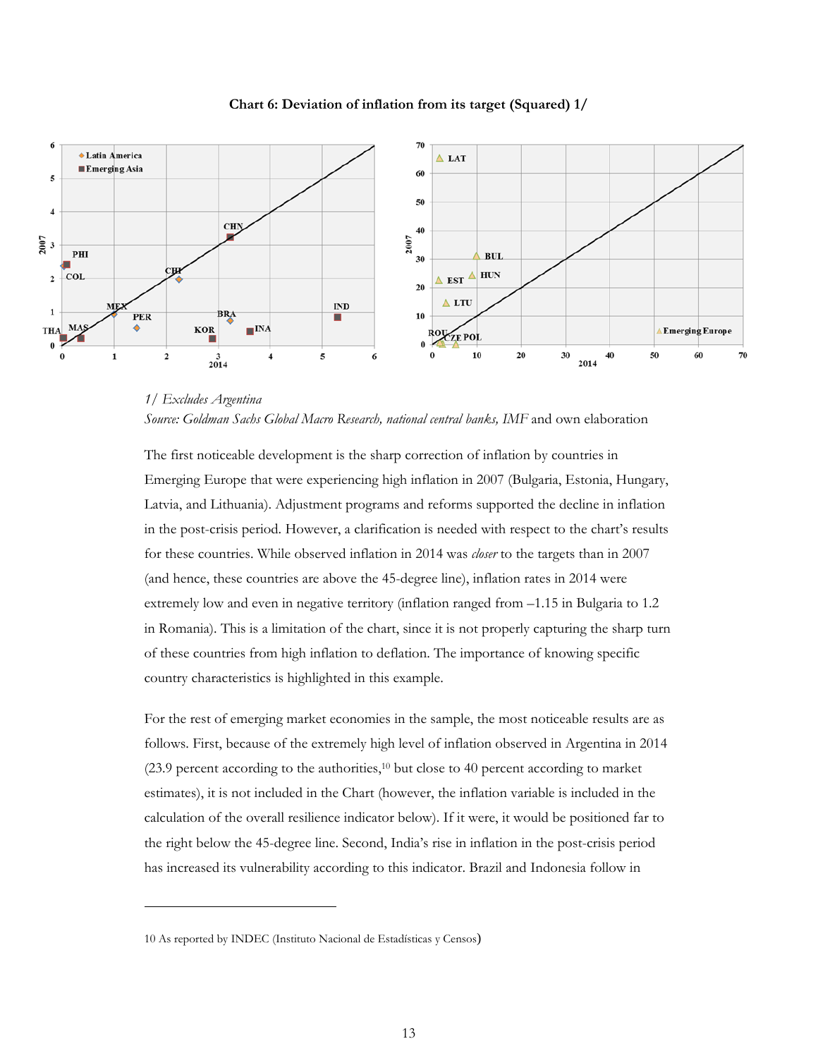**Chart 6: Deviation of inflation from its target (Squared) 1/**

*1/ Excludes Argentina*
*Source: Goldman Sachs Global Macro Research, national central banks, IMF* and own elaboration

The first noticeable development is the sharp correction of inflation by countries in Emerging Europe that were experiencing high inflation in 2007 (Bulgaria, Estonia, Hungary, Latvia, and Lithuania). Adjustment programs and reforms supported the decline in inflation in the post-crisis period. However, a clarification is needed with respect to the chart's results for these countries. While observed inflation in 2014 was *closer* to the targets than in 2007 (and hence, these countries are above the 45-degree line), inflation rates in 2014 were extremely low and even in negative territory (inflation ranged from –1.15 in Bulgaria to 1.2 in Romania). This is a limitation of the chart, since it is not properly capturing the sharp turn of these countries from high inflation to deflation. The importance of knowing specific country characteristics is highlighted in this example.

For the rest of emerging market economies in the sample, the most noticeable results are as follows. First, because of the extremely high level of inflation observed in Argentina in 2014 (23.9 percent according to the authorities,[10] but close to 40 percent according to market estimates), it is not included in the Chart (however, the inflation variable is included in the calculation of the overall resilience indicator below). If it were, it would be positioned far to the right below the 45-degree line. Second, India's rise in inflation in the post-crisis period has increased its vulnerability according to this indicator. Brazil and Indonesia follow in

---

10 As reported by INDEC (Instituto Nacional de Estadísticas y Censos)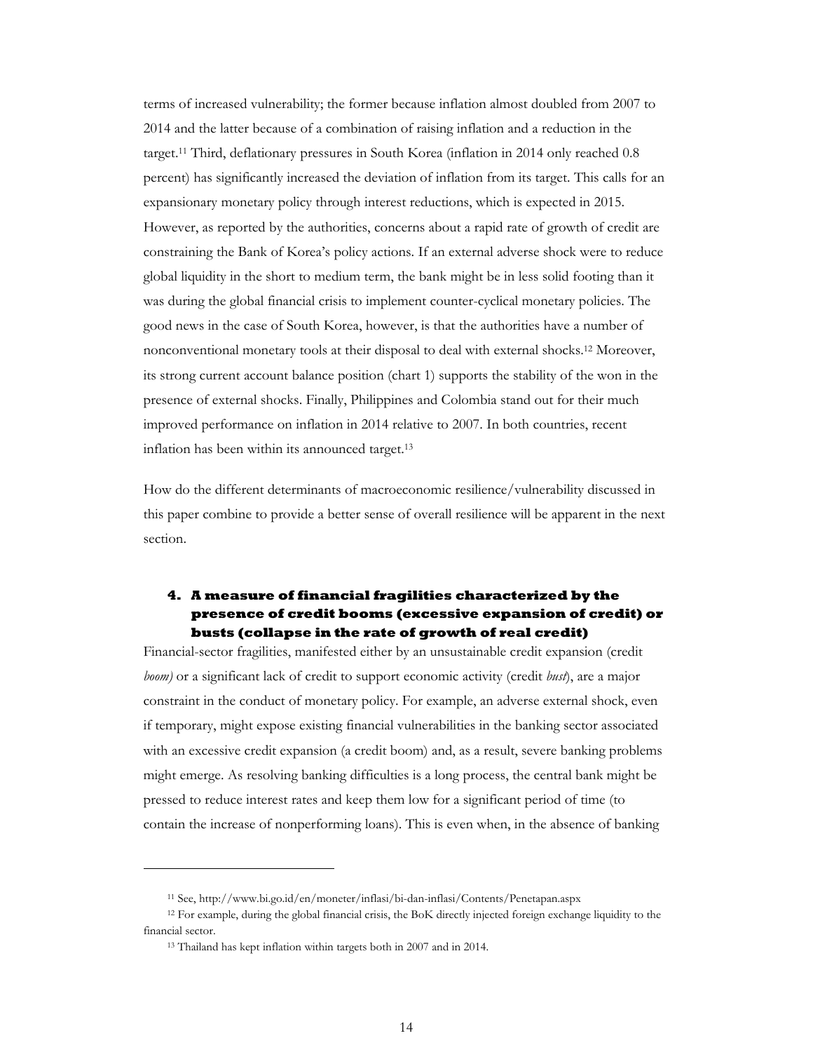terms of increased vulnerability; the former because inflation almost doubled from 2007 to 2014 and the latter because of a combination of raising inflation and a reduction in the target.[11] Third, deflationary pressures in South Korea (inflation in 2014 only reached 0.8 percent) has significantly increased the deviation of inflation from its target. This calls for an expansionary monetary policy through interest reductions, which is expected in 2015. However, as reported by the authorities, concerns about a rapid rate of growth of credit are constraining the Bank of Korea's policy actions. If an external adverse shock were to reduce global liquidity in the short to medium term, the bank might be in less solid footing than it was during the global financial crisis to implement counter-cyclical monetary policies. The good news in the case of South Korea, however, is that the authorities have a number of nonconventional monetary tools at their disposal to deal with external shocks.[12] Moreover, its strong current account balance position (chart 1) supports the stability of the won in the presence of external shocks. Finally, Philippines and Colombia stand out for their much improved performance on inflation in 2014 relative to 2007. In both countries, recent inflation has been within its announced target.[13]

How do the different determinants of macroeconomic resilience/vulnerability discussed in this paper combine to provide a better sense of overall resilience will be apparent in the next section.

## 4. A measure of financial fragilities characterized by the presence of credit booms (excessive expansion of credit) or busts (collapse in the rate of growth of real credit)

Financial-sector fragilities, manifested either by an unsustainable credit expansion (credit *boom)* or a significant lack of credit to support economic activity (credit *bust*), are a major constraint in the conduct of monetary policy. For example, an adverse external shock, even if temporary, might expose existing financial vulnerabilities in the banking sector associated with an excessive credit expansion (a credit boom) and, as a result, severe banking problems might emerge. As resolving banking difficulties is a long process, the central bank might be pressed to reduce interest rates and keep them low for a significant period of time (to contain the increase of nonperforming loans). This is even when, in the absence of banking

[11] See, http://www.bi.go.id/en/moneter/inflasi/bi-dan-inflasi/Contents/Penetapan.aspx

[12] For example, during the global financial crisis, the BoK directly injected foreign exchange liquidity to the financial sector.

[13] Thailand has kept inflation within targets both in 2007 and in 2014.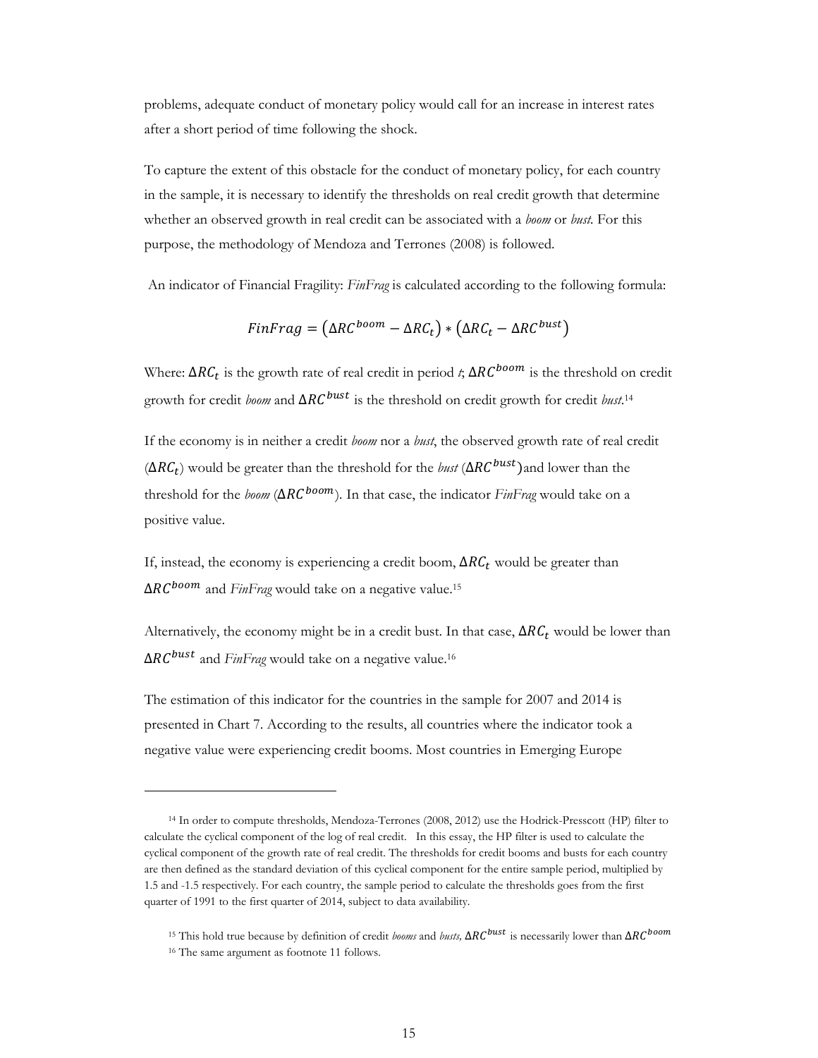problems, adequate conduct of monetary policy would call for an increase in interest rates after a short period of time following the shock.

To capture the extent of this obstacle for the conduct of monetary policy, for each country in the sample, it is necessary to identify the thresholds on real credit growth that determine whether an observed growth in real credit can be associated with a *boom* or *bust*. For this purpose, the methodology of Mendoza and Terrones (2008) is followed.

An indicator of Financial Fragility: *FinFrag* is calculated according to the following formula:

$$FinFrag = \left(\Delta RC^{boom} - \Delta RC_t\right) * \left(\Delta RC_t - \Delta RC^{bust}\right)$$

Where: $\Delta RC_t$ is the growth rate of real credit in period *t*; $\Delta RC^{boom}$ is the threshold on credit growth for credit *boom* and $\Delta RC^{bust}$ is the threshold on credit growth for credit *bust*.[14]

If the economy is in neither a credit *boom* nor a *bust*, the observed growth rate of real credit ($\Delta RC_t$) would be greater than the threshold for the *bust* ($\Delta RC^{bust}$)and lower than the threshold for the *boom* ($\Delta RC^{boom}$). In that case, the indicator *FinFrag* would take on a positive value.

If, instead, the economy is experiencing a credit boom, $\Delta RC_t$ would be greater than $\Delta RC^{boom}$ and *FinFrag* would take on a negative value.[15]

Alternatively, the economy might be in a credit bust. In that case, $\Delta RC_t$ would be lower than $\Delta RC^{bust}$ and *FinFrag* would take on a negative value.[16]

The estimation of this indicator for the countries in the sample for 2007 and 2014 is presented in Chart 7. According to the results, all countries where the indicator took a negative value were experiencing credit booms. Most countries in Emerging Europe

---

[14] In order to compute thresholds, Mendoza-Terrones (2008, 2012) use the Hodrick-Presscott (HP) filter to calculate the cyclical component of the log of real credit. In this essay, the HP filter is used to calculate the cyclical component of the growth rate of real credit. The thresholds for credit booms and busts for each country are then defined as the standard deviation of this cyclical component for the entire sample period, multiplied by 1.5 and -1.5 respectively. For each country, the sample period to calculate the thresholds goes from the first quarter of 1991 to the first quarter of 2014, subject to data availability.

[15] This hold true because by definition of credit *booms* and *busts,* $\Delta RC^{bust}$ is necessarily lower than $\Delta RC^{boom}$

[16] The same argument as footnote 11 follows.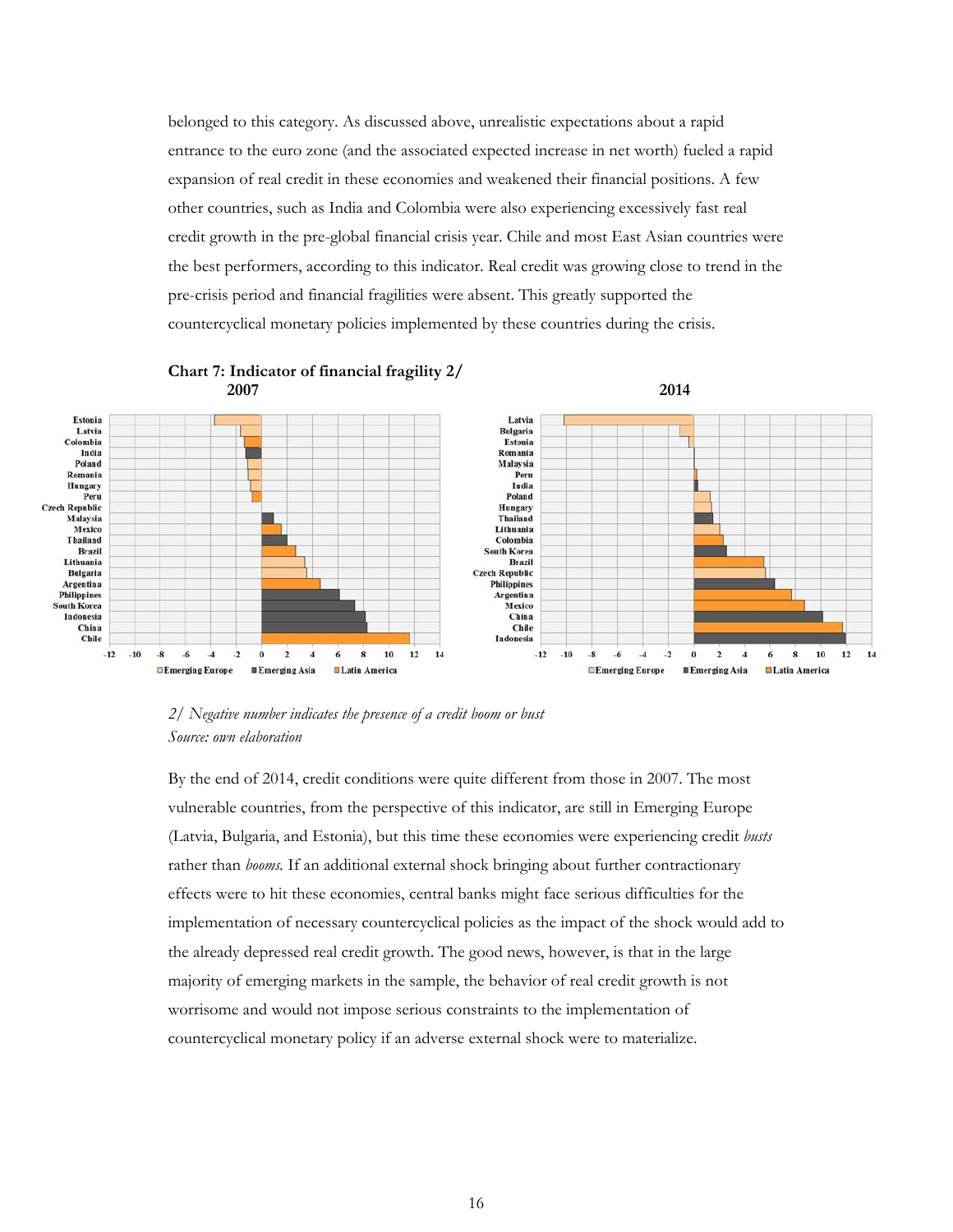belonged to this category. As discussed above, unrealistic expectations about a rapid entrance to the euro zone (and the associated expected increase in net worth) fueled a rapid expansion of real credit in these economies and weakened their financial positions. A few other countries, such as India and Colombia were also experiencing excessively fast real credit growth in the pre-global financial crisis year. Chile and most East Asian countries were the best performers, according to this indicator. Real credit was growing close to trend in the pre-crisis period and financial fragilities were absent. This greatly supported the countercyclical monetary policies implemented by these countries during the crisis.

**Chart 7: Indicator of financial fragility 2/**

*2/ Negative number indicates the presence of a credit boom or bust*
*Source: own elaboration*

By the end of 2014, credit conditions were quite different from those in 2007. The most vulnerable countries, from the perspective of this indicator, are still in Emerging Europe (Latvia, Bulgaria, and Estonia), but this time these economies were experiencing credit *busts* rather than *booms.* If an additional external shock bringing about further contractionary effects were to hit these economies, central banks might face serious difficulties for the implementation of necessary countercyclical policies as the impact of the shock would add to the already depressed real credit growth. The good news, however, is that in the large majority of emerging markets in the sample, the behavior of real credit growth is not worrisome and would not impose serious constraints to the implementation of countercyclical monetary policy if an adverse external shock were to materialize.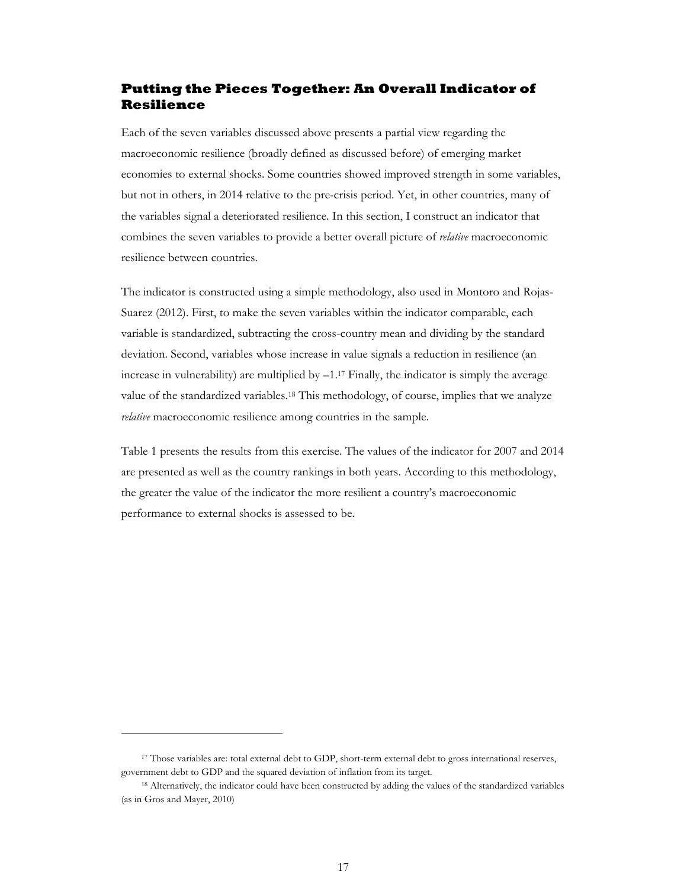## Putting the Pieces Together: An Overall Indicator of Resilience

Each of the seven variables discussed above presents a partial view regarding the macroeconomic resilience (broadly defined as discussed before) of emerging market economies to external shocks. Some countries showed improved strength in some variables, but not in others, in 2014 relative to the pre-crisis period. Yet, in other countries, many of the variables signal a deteriorated resilience. In this section, I construct an indicator that combines the seven variables to provide a better overall picture of *relative* macroeconomic resilience between countries.

The indicator is constructed using a simple methodology, also used in Montoro and Rojas-Suarez (2012). First, to make the seven variables within the indicator comparable, each variable is standardized, subtracting the cross-country mean and dividing by the standard deviation. Second, variables whose increase in value signals a reduction in resilience (an increase in vulnerability) are multiplied by –1.[17] Finally, the indicator is simply the average value of the standardized variables.[18] This methodology, of course, implies that we analyze *relative* macroeconomic resilience among countries in the sample.

Table 1 presents the results from this exercise. The values of the indicator for 2007 and 2014 are presented as well as the country rankings in both years. According to this methodology, the greater the value of the indicator the more resilient a country's macroeconomic performance to external shocks is assessed to be.

---

[17] Those variables are: total external debt to GDP, short-term external debt to gross international reserves, government debt to GDP and the squared deviation of inflation from its target.

[18] Alternatively, the indicator could have been constructed by adding the values of the standardized variables (as in Gros and Mayer, 2010)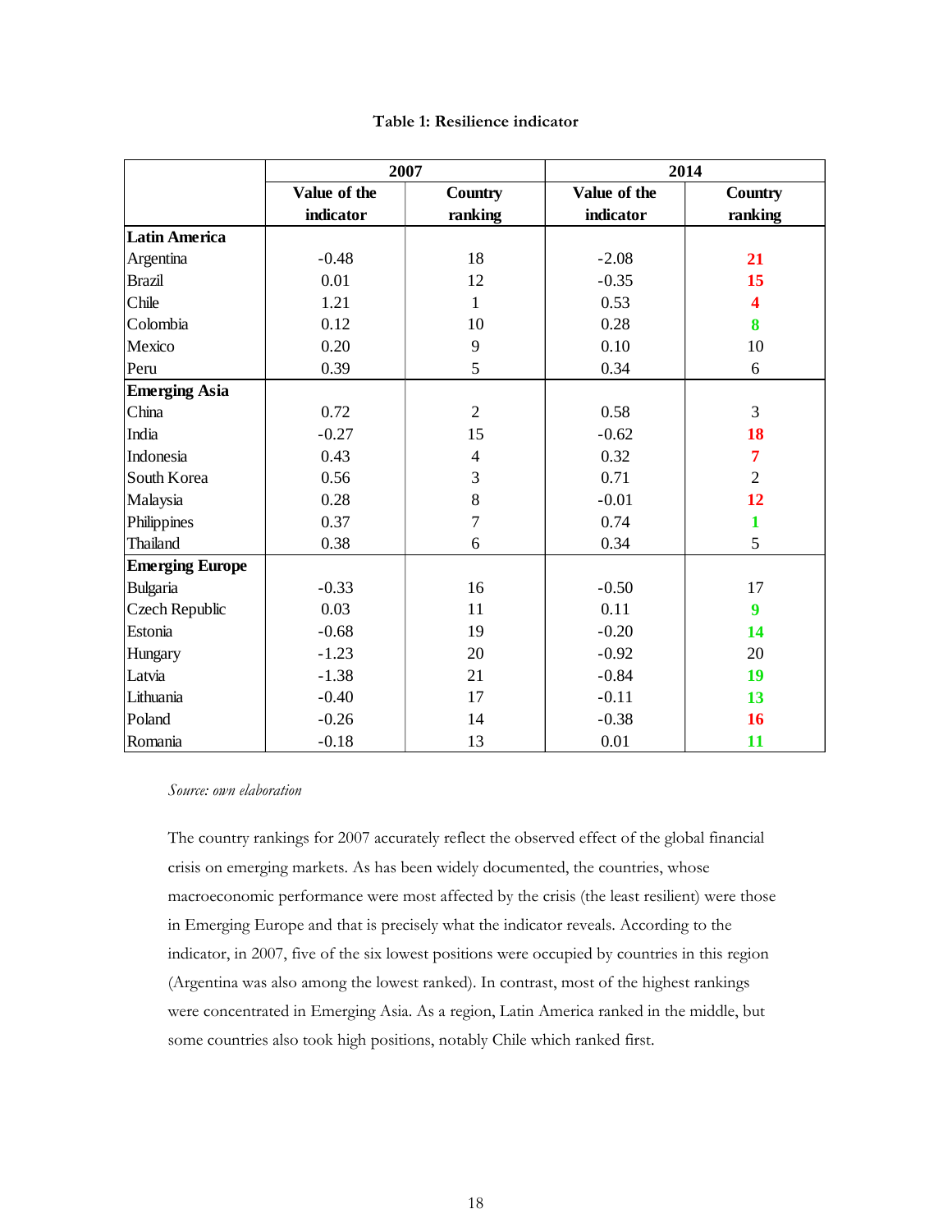**Table 1: Resilience indicator**

| | 2007 | | 2014 | |
|---|---|---|---|---|
| | Value of the indicator | Country ranking | Value of the indicator | Country ranking |
| **Latin America** | | | | |
| Argentina | -0.48 | 18 | -2.08 | 21 |
| Brazil | 0.01 | 12 | -0.35 | 15 |
| Chile | 1.21 | 1 | 0.53 | 4 |
| Colombia | 0.12 | 10 | 0.28 | 8 |
| Mexico | 0.20 | 9 | 0.10 | 10 |
| Peru | 0.39 | 5 | 0.34 | 6 |
| **Emerging Asia** | | | | |
| China | 0.72 | 2 | 0.58 | 3 |
| India | -0.27 | 15 | -0.62 | 18 |
| Indonesia | 0.43 | 4 | 0.32 | 7 |
| South Korea | 0.56 | 3 | 0.71 | 2 |
| Malaysia | 0.28 | 8 | -0.01 | 12 |
| Philippines | 0.37 | 7 | 0.74 | 1 |
| Thailand | 0.38 | 6 | 0.34 | 5 |
| **Emerging Europe** | | | | |
| Bulgaria | -0.33 | 16 | -0.50 | 17 |
| Czech Republic | 0.03 | 11 | 0.11 | 9 |
| Estonia | -0.68 | 19 | -0.20 | 14 |
| Hungary | -1.23 | 20 | -0.92 | 20 |
| Latvia | -1.38 | 21 | -0.84 | 19 |
| Lithuania | -0.40 | 17 | -0.11 | 13 |
| Poland | -0.26 | 14 | -0.38 | 16 |
| Romania | -0.18 | 13 | 0.01 | 11 |

*Source: own elaboration*

The country rankings for 2007 accurately reflect the observed effect of the global financial crisis on emerging markets. As has been widely documented, the countries, whose macroeconomic performance were most affected by the crisis (the least resilient) were those in Emerging Europe and that is precisely what the indicator reveals. According to the indicator, in 2007, five of the six lowest positions were occupied by countries in this region (Argentina was also among the lowest ranked). In contrast, most of the highest rankings were concentrated in Emerging Asia. As a region, Latin America ranked in the middle, but some countries also took high positions, notably Chile which ranked first.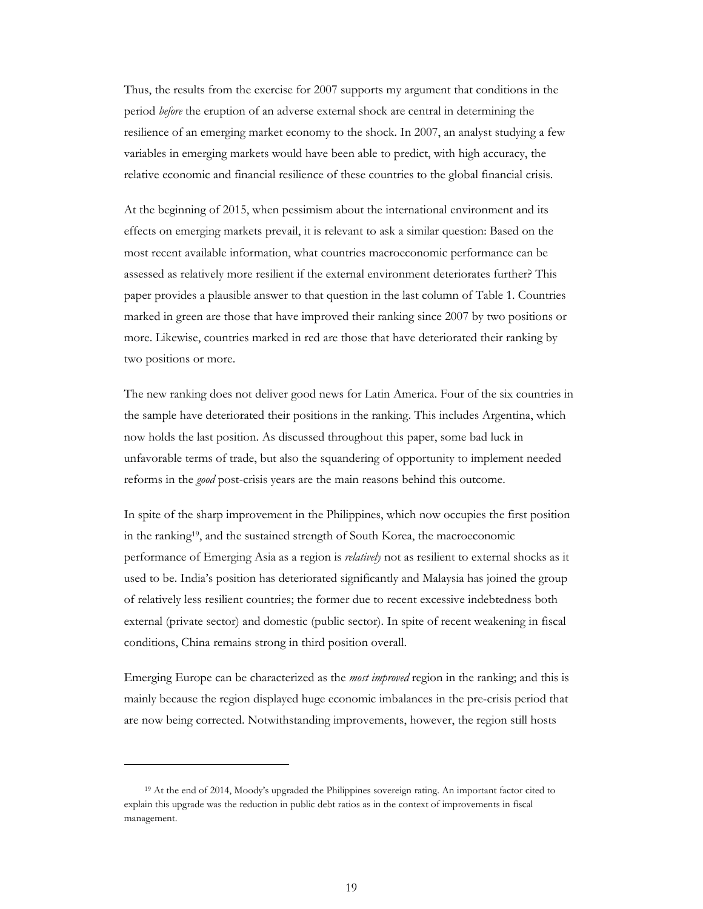Thus, the results from the exercise for 2007 supports my argument that conditions in the period *before* the eruption of an adverse external shock are central in determining the resilience of an emerging market economy to the shock. In 2007, an analyst studying a few variables in emerging markets would have been able to predict, with high accuracy, the relative economic and financial resilience of these countries to the global financial crisis.

At the beginning of 2015, when pessimism about the international environment and its effects on emerging markets prevail, it is relevant to ask a similar question: Based on the most recent available information, what countries macroeconomic performance can be assessed as relatively more resilient if the external environment deteriorates further? This paper provides a plausible answer to that question in the last column of Table 1. Countries marked in green are those that have improved their ranking since 2007 by two positions or more. Likewise, countries marked in red are those that have deteriorated their ranking by two positions or more.

The new ranking does not deliver good news for Latin America. Four of the six countries in the sample have deteriorated their positions in the ranking. This includes Argentina, which now holds the last position. As discussed throughout this paper, some bad luck in unfavorable terms of trade, but also the squandering of opportunity to implement needed reforms in the *good* post-crisis years are the main reasons behind this outcome.

In spite of the sharp improvement in the Philippines, which now occupies the first position in the ranking[19], and the sustained strength of South Korea, the macroeconomic performance of Emerging Asia as a region is *relatively* not as resilient to external shocks as it used to be. India's position has deteriorated significantly and Malaysia has joined the group of relatively less resilient countries; the former due to recent excessive indebtedness both external (private sector) and domestic (public sector). In spite of recent weakening in fiscal conditions, China remains strong in third position overall.

Emerging Europe can be characterized as the *most improved* region in the ranking; and this is mainly because the region displayed huge economic imbalances in the pre-crisis period that are now being corrected. Notwithstanding improvements, however, the region still hosts

---

[19] At the end of 2014, Moody's upgraded the Philippines sovereign rating. An important factor cited to explain this upgrade was the reduction in public debt ratios as in the context of improvements in fiscal management.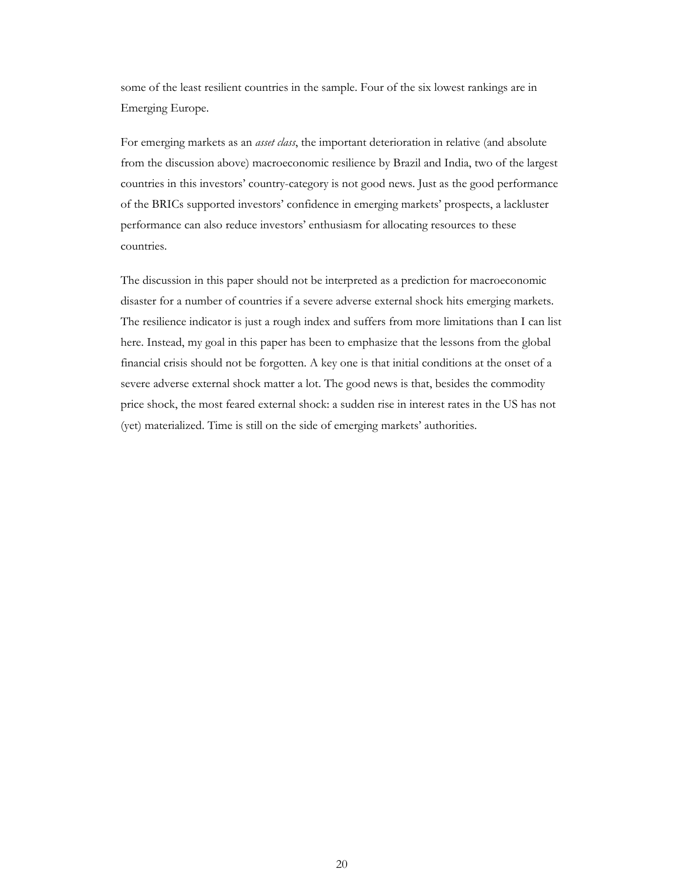some of the least resilient countries in the sample. Four of the six lowest rankings are in Emerging Europe.

For emerging markets as an *asset class*, the important deterioration in relative (and absolute from the discussion above) macroeconomic resilience by Brazil and India, two of the largest countries in this investors' country-category is not good news. Just as the good performance of the BRICs supported investors' confidence in emerging markets' prospects, a lackluster performance can also reduce investors' enthusiasm for allocating resources to these countries.

The discussion in this paper should not be interpreted as a prediction for macroeconomic disaster for a number of countries if a severe adverse external shock hits emerging markets. The resilience indicator is just a rough index and suffers from more limitations than I can list here. Instead, my goal in this paper has been to emphasize that the lessons from the global financial crisis should not be forgotten. A key one is that initial conditions at the onset of a severe adverse external shock matter a lot. The good news is that, besides the commodity price shock, the most feared external shock: a sudden rise in interest rates in the US has not (yet) materialized. Time is still on the side of emerging markets' authorities.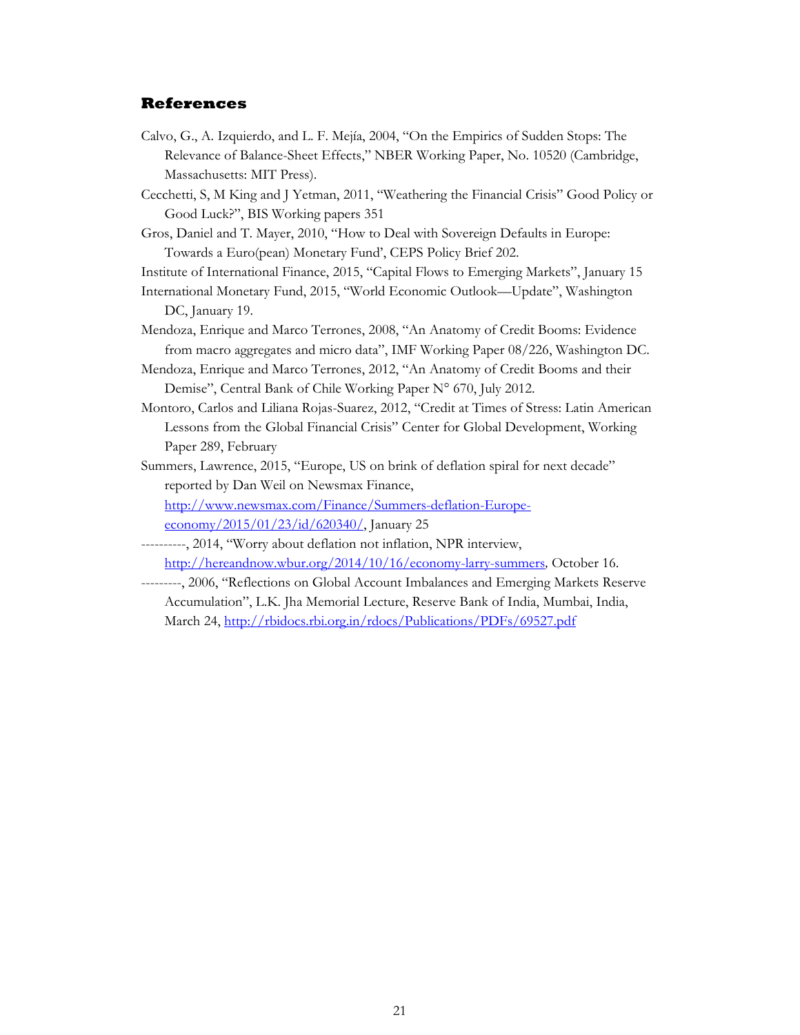## References

Calvo, G., A. Izquierdo, and L. F. Mejía, 2004, "On the Empirics of Sudden Stops: The Relevance of Balance-Sheet Effects," NBER Working Paper, No. 10520 (Cambridge, Massachusetts: MIT Press).

Cecchetti, S, M King and J Yetman, 2011, "Weathering the Financial Crisis" Good Policy or Good Luck?", BIS Working papers 351

Gros, Daniel and T. Mayer, 2010, "How to Deal with Sovereign Defaults in Europe: Towards a Euro(pean) Monetary Fund', CEPS Policy Brief 202.

Institute of International Finance, 2015, "Capital Flows to Emerging Markets", January 15

International Monetary Fund, 2015, "World Economic Outlook—Update", Washington DC, January 19.

Mendoza, Enrique and Marco Terrones, 2008, "An Anatomy of Credit Booms: Evidence from macro aggregates and micro data", IMF Working Paper 08/226, Washington DC.

Mendoza, Enrique and Marco Terrones, 2012, "An Anatomy of Credit Booms and their Demise", Central Bank of Chile Working Paper N° 670, July 2012.

Montoro, Carlos and Liliana Rojas-Suarez, 2012, "Credit at Times of Stress: Latin American Lessons from the Global Financial Crisis" Center for Global Development, Working Paper 289, February

Summers, Lawrence, 2015, "Europe, US on brink of deflation spiral for next decade" reported by Dan Weil on Newsmax Finance, http://www.newsmax.com/Finance/Summers-deflation-Europe-economy/2015/01/23/id/620340/, January 25

----------, 2014, "Worry about deflation not inflation, NPR interview, http://hereandnow.wbur.org/2014/10/16/economy-larry-summers, October 16.

---------, 2006, "Reflections on Global Account Imbalances and Emerging Markets Reserve Accumulation", L.K. Jha Memorial Lecture, Reserve Bank of India, Mumbai, India, March 24, http://rbidocs.rbi.org.in/rdocs/Publications/PDFs/69527.pdf